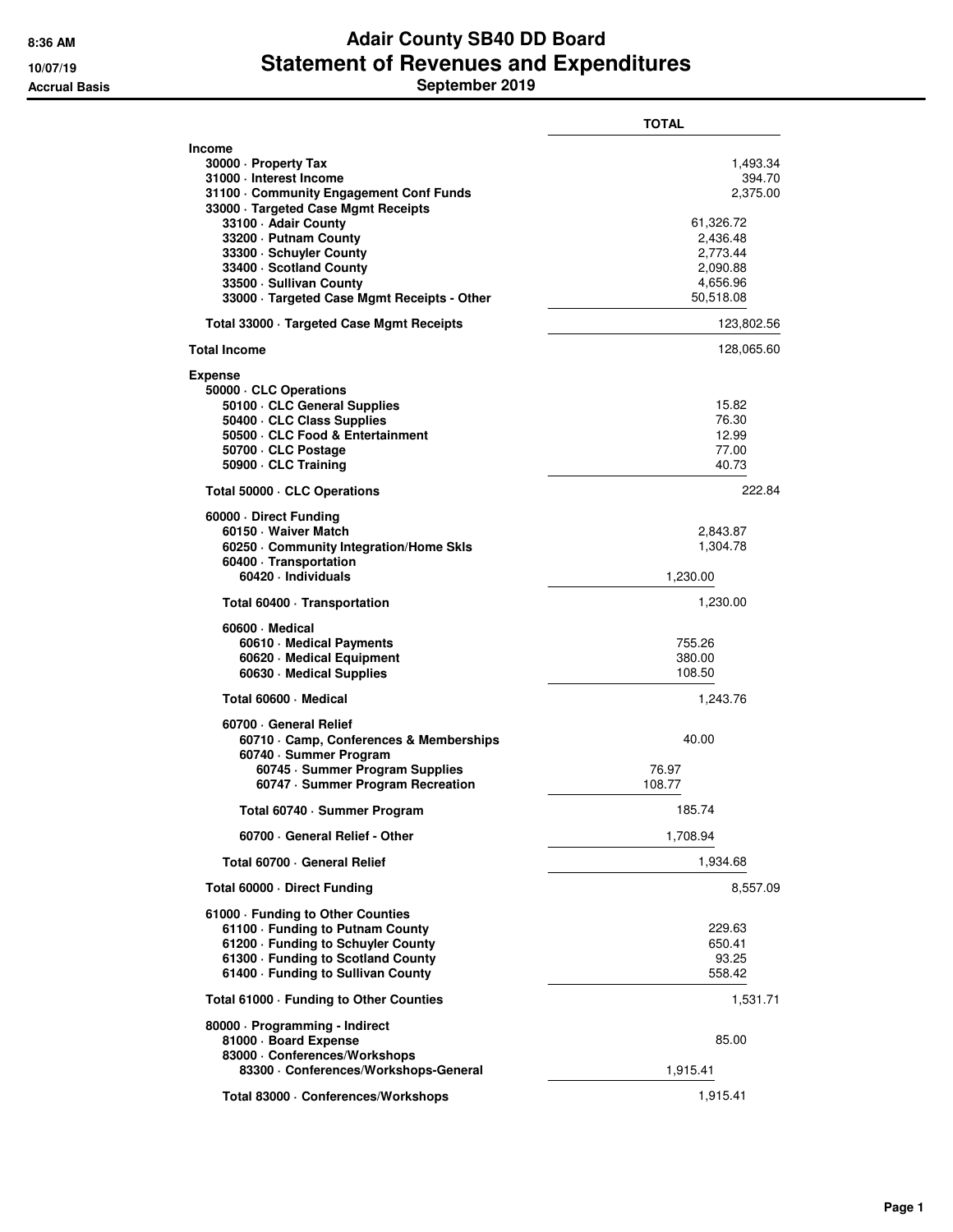# Adair County SB40 DD Board
## Statement of Revenues and Expenditures
### September 2019

8:36 AM
10/07/19
Accrual Basis

| | TOTAL |
|---|---|
| **Income** | |
| 30000 · Property Tax | 1,493.34 |
| 31000 · Interest Income | 394.70 |
| 31100 · Community Engagement Conf Funds | 2,375.00 |
| 33000 · Targeted Case Mgmt Receipts | |
| 33100 · Adair County | 61,326.72 |
| 33200 · Putnam County | 2,436.48 |
| 33300 · Schuyler County | 2,773.44 |
| 33400 · Scotland County | 2,090.88 |
| 33500 · Sullivan County | 4,656.96 |
| 33000 · Targeted Case Mgmt Receipts - Other | 50,518.08 |
| **Total 33000 · Targeted Case Mgmt Receipts** | 123,802.56 |
| **Total Income** | 128,065.60 |
| **Expense** | |
| 50000 · CLC Operations | |
| 50100 · CLC General Supplies | 15.82 |
| 50400 · CLC Class Supplies | 76.30 |
| 50500 · CLC Food & Entertainment | 12.99 |
| 50700 · CLC Postage | 77.00 |
| 50900 · CLC Training | 40.73 |
| **Total 50000 · CLC Operations** | 222.84 |
| 60000 · Direct Funding | |
| 60150 · Waiver Match | 2,843.87 |
| 60250 · Community Integration/Home Skls | 1,304.78 |
| 60400 · Transportation | |
| 60420 · Individuals | 1,230.00 |
| **Total 60400 · Transportation** | 1,230.00 |
| 60600 · Medical | |
| 60610 · Medical Payments | 755.26 |
| 60620 · Medical Equipment | 380.00 |
| 60630 · Medical Supplies | 108.50 |
| **Total 60600 · Medical** | 1,243.76 |
| 60700 · General Relief | |
| 60710 · Camp, Conferences & Memberships | 40.00 |
| 60740 · Summer Program | |
| 60745 · Summer Program Supplies | 76.97 |
| 60747 · Summer Program Recreation | 108.77 |
| **Total 60740 · Summer Program** | 185.74 |
| 60700 · General Relief - Other | 1,708.94 |
| **Total 60700 · General Relief** | 1,934.68 |
| **Total 60000 · Direct Funding** | 8,557.09 |
| 61000 · Funding to Other Counties | |
| 61100 · Funding to Putnam County | 229.63 |
| 61200 · Funding to Schuyler County | 650.41 |
| 61300 · Funding to Scotland County | 93.25 |
| 61400 · Funding to Sullivan County | 558.42 |
| **Total 61000 · Funding to Other Counties** | 1,531.71 |
| 80000 · Programming - Indirect | |
| 81000 · Board Expense | 85.00 |
| 83000 · Conferences/Workshops | |
| 83300 · Conferences/Workshops-General | 1,915.41 |
| **Total 83000 · Conferences/Workshops** | 1,915.41 |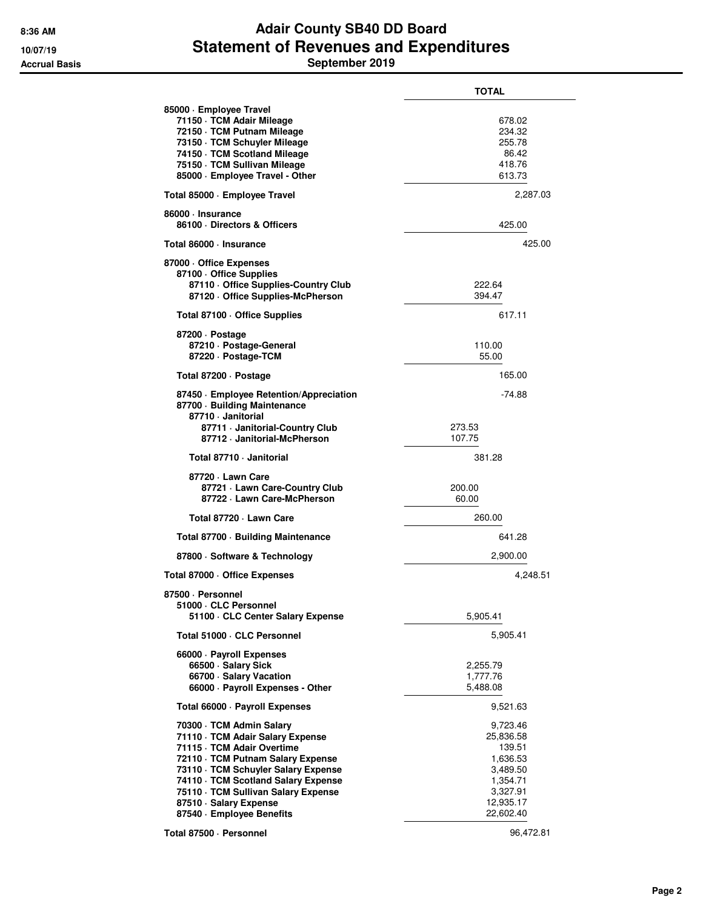# Adair County SB40 DD Board
## Statement of Revenues and Expenditures
### September 2019

8:36 AM
10/07/19
Accrual Basis

| | TOTAL |
|---|---|
| **85000 · Employee Travel** | |
| 71150 · TCM Adair Mileage | 678.02 |
| 72150 · TCM Putnam Mileage | 234.32 |
| 73150 · TCM Schuyler Mileage | 255.78 |
| 74150 · TCM Scotland Mileage | 86.42 |
| 75150 · TCM Sullivan Mileage | 418.76 |
| 85000 · Employee Travel - Other | 613.73 |
| **Total 85000 · Employee Travel** | 2,287.03 |
| **86000 · Insurance** | |
| 86100 · Directors & Officers | 425.00 |
| **Total 86000 · Insurance** | 425.00 |
| **87000 · Office Expenses** | |
| 87100 · Office Supplies | |
| 87110 · Office Supplies-Country Club | 222.64 |
| 87120 · Office Supplies-McPherson | 394.47 |
| **Total 87100 · Office Supplies** | 617.11 |
| 87200 · Postage | |
| 87210 · Postage-General | 110.00 |
| 87220 · Postage-TCM | 55.00 |
| **Total 87200 · Postage** | 165.00 |
| 87450 · Employee Retention/Appreciation | -74.88 |
| 87700 · Building Maintenance | |
| 87710 · Janitorial | |
| 87711 · Janitorial-Country Club | 273.53 |
| 87712 · Janitorial-McPherson | 107.75 |
| **Total 87710 · Janitorial** | 381.28 |
| 87720 · Lawn Care | |
| 87721 · Lawn Care-Country Club | 200.00 |
| 87722 · Lawn Care-McPherson | 60.00 |
| **Total 87720 · Lawn Care** | 260.00 |
| **Total 87700 · Building Maintenance** | 641.28 |
| 87800 · Software & Technology | 2,900.00 |
| **Total 87000 · Office Expenses** | 4,248.51 |
| **87500 · Personnel** | |
| 51000 · CLC Personnel | |
| 51100 · CLC Center Salary Expense | 5,905.41 |
| **Total 51000 · CLC Personnel** | 5,905.41 |
| 66000 · Payroll Expenses | |
| 66500 · Salary Sick | 2,255.79 |
| 66700 · Salary Vacation | 1,777.76 |
| 66000 · Payroll Expenses - Other | 5,488.08 |
| **Total 66000 · Payroll Expenses** | 9,521.63 |
| 70300 · TCM Admin Salary | 9,723.46 |
| 71110 · TCM Adair Salary Expense | 25,836.58 |
| 71115 · TCM Adair Overtime | 139.51 |
| 72110 · TCM Putnam Salary Expense | 1,636.53 |
| 73110 · TCM Schuyler Salary Expense | 3,489.50 |
| 74110 · TCM Scotland Salary Expense | 1,354.71 |
| 75110 · TCM Sullivan Salary Expense | 3,327.91 |
| 87510 · Salary Expense | 12,935.17 |
| 87540 · Employee Benefits | 22,602.40 |
| **Total 87500 · Personnel** | 96,472.81 |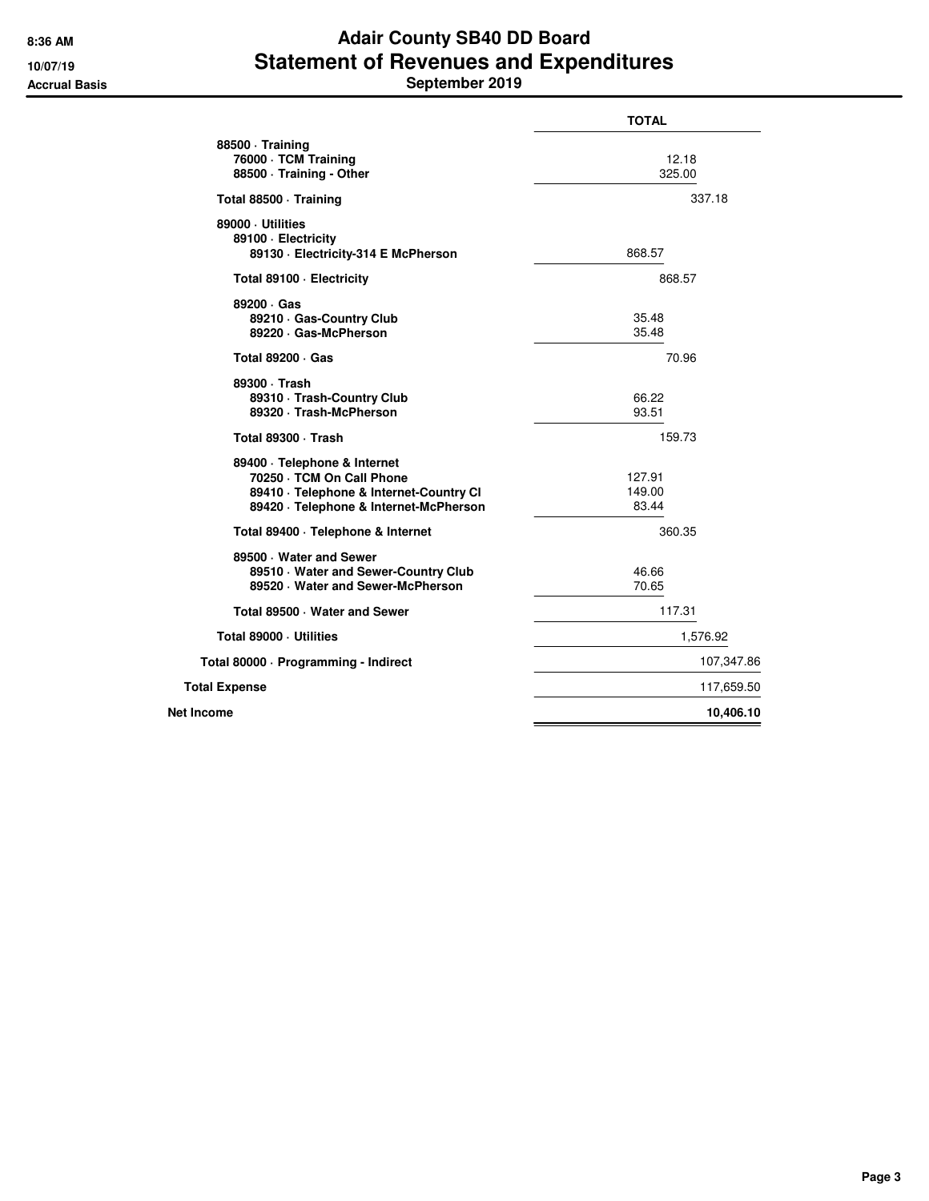# Adair County SB40 DD Board

## Statement of Revenues and Expenditures

**September 2019**

8:36 AM
10/07/19
Accrual Basis

| | TOTAL |
|---|---|
| 88500 · Training | |
| 76000 · TCM Training | 12.18 |
| 88500 · Training - Other | 325.00 |
| Total 88500 · Training | 337.18 |
| 89000 · Utilities | |
| 89100 · Electricity | |
| 89130 · Electricity-314 E McPherson | 868.57 |
| Total 89100 · Electricity | 868.57 |
| 89200 · Gas | |
| 89210 · Gas-Country Club | 35.48 |
| 89220 · Gas-McPherson | 35.48 |
| Total 89200 · Gas | 70.96 |
| 89300 · Trash | |
| 89310 · Trash-Country Club | 66.22 |
| 89320 · Trash-McPherson | 93.51 |
| Total 89300 · Trash | 159.73 |
| 89400 · Telephone & Internet | |
| 70250 · TCM On Call Phone | 127.91 |
| 89410 · Telephone & Internet-Country Cl | 149.00 |
| 89420 · Telephone & Internet-McPherson | 83.44 |
| Total 89400 · Telephone & Internet | 360.35 |
| 89500 · Water and Sewer | |
| 89510 · Water and Sewer-Country Club | 46.66 |
| 89520 · Water and Sewer-McPherson | 70.65 |
| Total 89500 · Water and Sewer | 117.31 |
| Total 89000 · Utilities | 1,576.92 |
| Total 80000 · Programming - Indirect | 107,347.86 |
| Total Expense | 117,659.50 |
| **Net Income** | **10,406.10** |